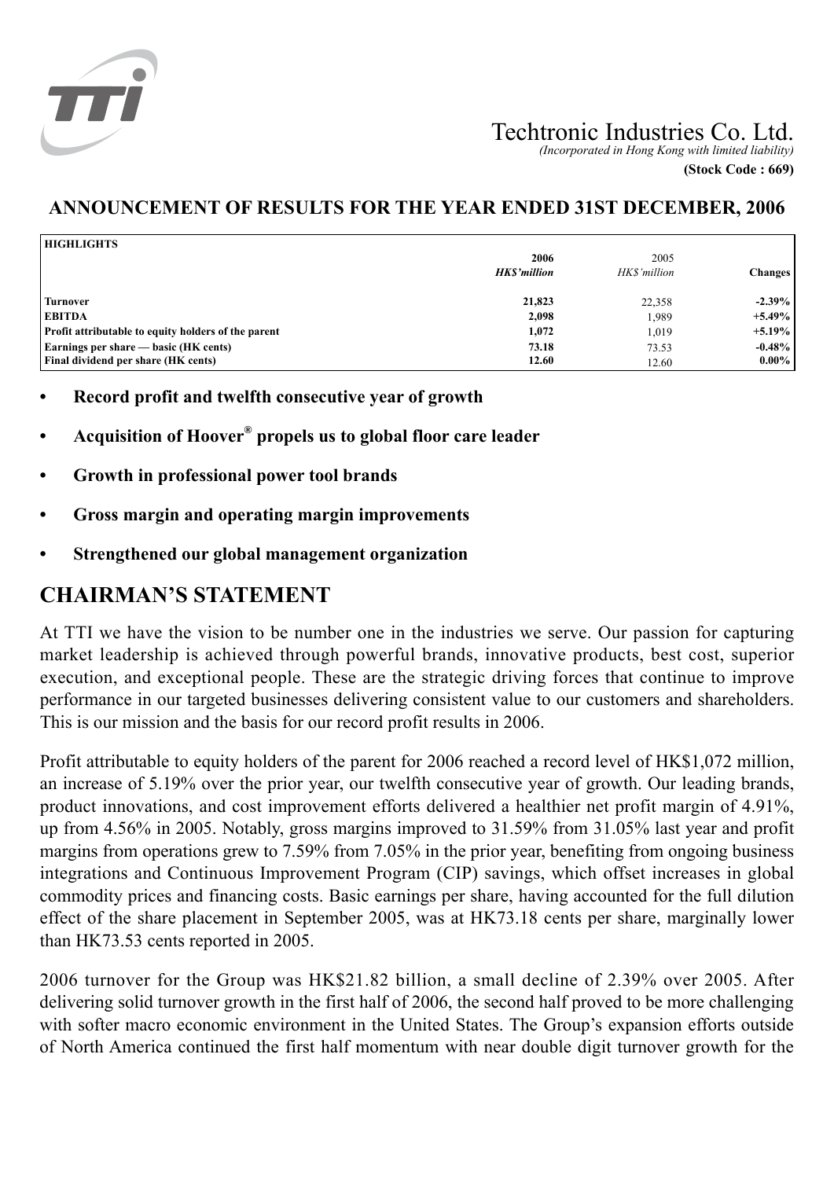# Techtronic Industries Co. Ltd.

*(Incorporated in Hong Kong with limited liability)*

**(Stock Code : 669)**

## ANNOUNCEMENT OF RESULTS FOR THE YEAR ENDED 31ST DECEMBER, 2006

| HIGHLIGHTS | 2006 *HK$'million* | 2005 *HK$'million* | Changes |
|---|---|---|---|
| **Turnover** | **21,823** | 22,358 | **-2.39%** |
| **EBITDA** | **2,098** | 1,989 | **+5.49%** |
| **Profit attributable to equity holders of the parent** | **1,072** | 1,019 | **+5.19%** |
| **Earnings per share — basic (HK cents)** | **73.18** | 73.53 | **-0.48%** |
| **Final dividend per share (HK cents)** | **12.60** | 12.60 | **0.00%** |

- **Record profit and twelfth consecutive year of growth**
- **Acquisition of Hoover® propels us to global floor care leader**
- **Growth in professional power tool brands**
- **Gross margin and operating margin improvements**
- **Strengthened our global management organization**

# CHAIRMAN'S STATEMENT

At TTI we have the vision to be number one in the industries we serve. Our passion for capturing market leadership is achieved through powerful brands, innovative products, best cost, superior execution, and exceptional people. These are the strategic driving forces that continue to improve performance in our targeted businesses delivering consistent value to our customers and shareholders. This is our mission and the basis for our record profit results in 2006.

Profit attributable to equity holders of the parent for 2006 reached a record level of HK$1,072 million, an increase of 5.19% over the prior year, our twelfth consecutive year of growth. Our leading brands, product innovations, and cost improvement efforts delivered a healthier net profit margin of 4.91%, up from 4.56% in 2005. Notably, gross margins improved to 31.59% from 31.05% last year and profit margins from operations grew to 7.59% from 7.05% in the prior year, benefiting from ongoing business integrations and Continuous Improvement Program (CIP) savings, which offset increases in global commodity prices and financing costs. Basic earnings per share, having accounted for the full dilution effect of the share placement in September 2005, was at HK73.18 cents per share, marginally lower than HK73.53 cents reported in 2005.

2006 turnover for the Group was HK$21.82 billion, a small decline of 2.39% over 2005. After delivering solid turnover growth in the first half of 2006, the second half proved to be more challenging with softer macro economic environment in the United States. The Group's expansion efforts outside of North America continued the first half momentum with near double digit turnover growth for the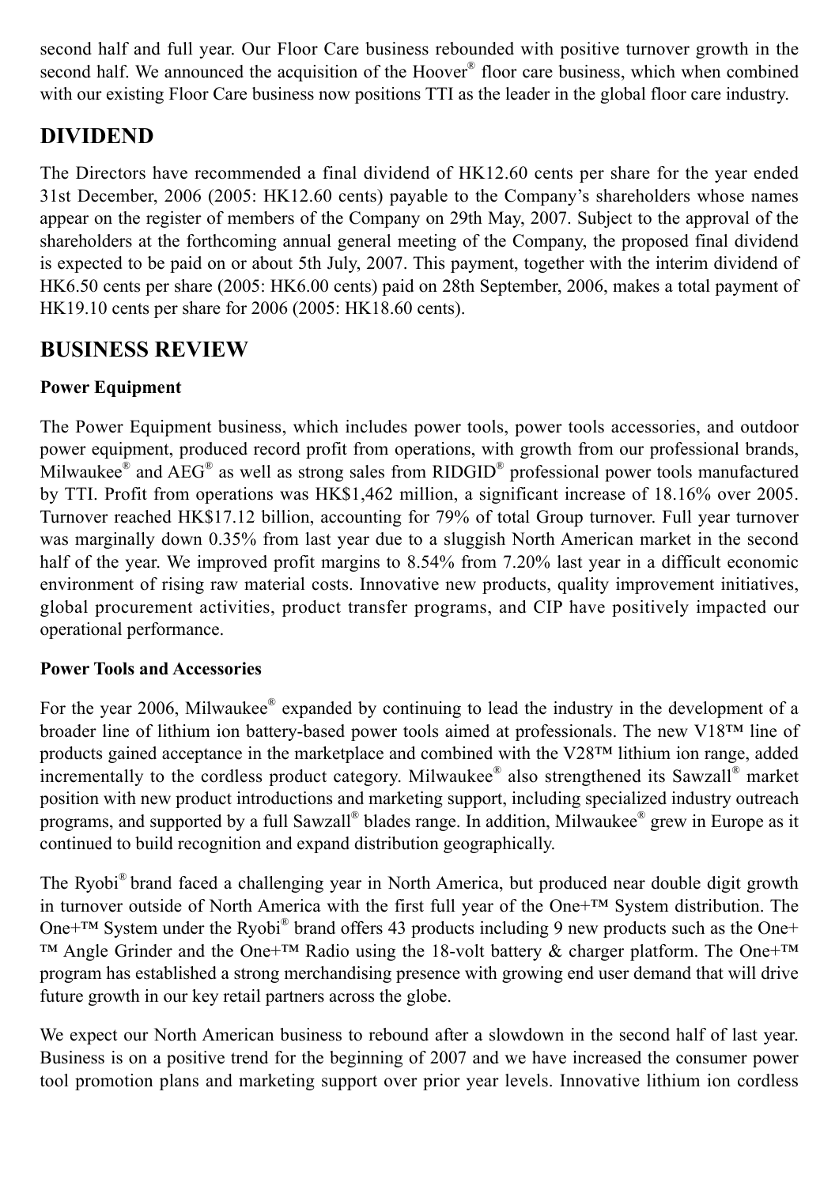second half and full year. Our Floor Care business rebounded with positive turnover growth in the second half. We announced the acquisition of the Hoover® floor care business, which when combined with our existing Floor Care business now positions TTI as the leader in the global floor care industry.

## DIVIDEND

The Directors have recommended a final dividend of HK12.60 cents per share for the year ended 31st December, 2006 (2005: HK12.60 cents) payable to the Company's shareholders whose names appear on the register of members of the Company on 29th May, 2007. Subject to the approval of the shareholders at the forthcoming annual general meeting of the Company, the proposed final dividend is expected to be paid on or about 5th July, 2007. This payment, together with the interim dividend of HK6.50 cents per share (2005: HK6.00 cents) paid on 28th September, 2006, makes a total payment of HK19.10 cents per share for 2006 (2005: HK18.60 cents).

## BUSINESS REVIEW

### Power Equipment

The Power Equipment business, which includes power tools, power tools accessories, and outdoor power equipment, produced record profit from operations, with growth from our professional brands, Milwaukee® and AEG® as well as strong sales from RIDGID® professional power tools manufactured by TTI. Profit from operations was HK$1,462 million, a significant increase of 18.16% over 2005. Turnover reached HK$17.12 billion, accounting for 79% of total Group turnover. Full year turnover was marginally down 0.35% from last year due to a sluggish North American market in the second half of the year. We improved profit margins to 8.54% from 7.20% last year in a difficult economic environment of rising raw material costs. Innovative new products, quality improvement initiatives, global procurement activities, product transfer programs, and CIP have positively impacted our operational performance.

### Power Tools and Accessories

For the year 2006, Milwaukee® expanded by continuing to lead the industry in the development of a broader line of lithium ion battery-based power tools aimed at professionals. The new V18™ line of products gained acceptance in the marketplace and combined with the V28™ lithium ion range, added incrementally to the cordless product category. Milwaukee® also strengthened its Sawzall® market position with new product introductions and marketing support, including specialized industry outreach programs, and supported by a full Sawzall® blades range. In addition, Milwaukee® grew in Europe as it continued to build recognition and expand distribution geographically.

The Ryobi® brand faced a challenging year in North America, but produced near double digit growth in turnover outside of North America with the first full year of the One+™ System distribution. The One+™ System under the Ryobi® brand offers 43 products including 9 new products such as the One+™ Angle Grinder and the One+™ Radio using the 18-volt battery & charger platform. The One+™ program has established a strong merchandising presence with growing end user demand that will drive future growth in our key retail partners across the globe.

We expect our North American business to rebound after a slowdown in the second half of last year. Business is on a positive trend for the beginning of 2007 and we have increased the consumer power tool promotion plans and marketing support over prior year levels. Innovative lithium ion cordless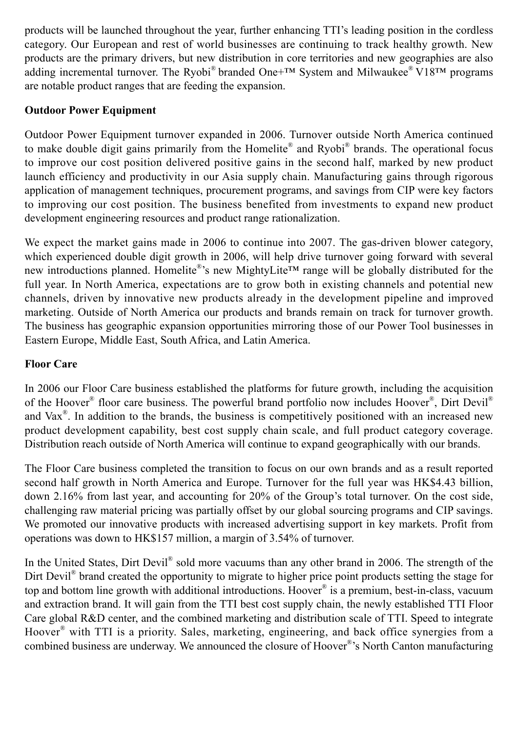products will be launched throughout the year, further enhancing TTI's leading position in the cordless category. Our European and rest of world businesses are continuing to track healthy growth. New products are the primary drivers, but new distribution in core territories and new geographies are also adding incremental turnover. The Ryobi® branded One+™ System and Milwaukee® V18™ programs are notable product ranges that are feeding the expansion.

**Outdoor Power Equipment**

Outdoor Power Equipment turnover expanded in 2006. Turnover outside North America continued to make double digit gains primarily from the Homelite® and Ryobi® brands. The operational focus to improve our cost position delivered positive gains in the second half, marked by new product launch efficiency and productivity in our Asia supply chain. Manufacturing gains through rigorous application of management techniques, procurement programs, and savings from CIP were key factors to improving our cost position. The business benefited from investments to expand new product development engineering resources and product range rationalization.

We expect the market gains made in 2006 to continue into 2007. The gas-driven blower category, which experienced double digit growth in 2006, will help drive turnover going forward with several new introductions planned. Homelite®'s new MightyLite™ range will be globally distributed for the full year. In North America, expectations are to grow both in existing channels and potential new channels, driven by innovative new products already in the development pipeline and improved marketing. Outside of North America our products and brands remain on track for turnover growth. The business has geographic expansion opportunities mirroring those of our Power Tool businesses in Eastern Europe, Middle East, South Africa, and Latin America.

**Floor Care**

In 2006 our Floor Care business established the platforms for future growth, including the acquisition of the Hoover® floor care business. The powerful brand portfolio now includes Hoover®, Dirt Devil® and Vax®. In addition to the brands, the business is competitively positioned with an increased new product development capability, best cost supply chain scale, and full product category coverage. Distribution reach outside of North America will continue to expand geographically with our brands.

The Floor Care business completed the transition to focus on our own brands and as a result reported second half growth in North America and Europe. Turnover for the full year was HK$4.43 billion, down 2.16% from last year, and accounting for 20% of the Group's total turnover. On the cost side, challenging raw material pricing was partially offset by our global sourcing programs and CIP savings. We promoted our innovative products with increased advertising support in key markets. Profit from operations was down to HK$157 million, a margin of 3.54% of turnover.

In the United States, Dirt Devil® sold more vacuums than any other brand in 2006. The strength of the Dirt Devil® brand created the opportunity to migrate to higher price point products setting the stage for top and bottom line growth with additional introductions. Hoover® is a premium, best-in-class, vacuum and extraction brand. It will gain from the TTI best cost supply chain, the newly established TTI Floor Care global R&D center, and the combined marketing and distribution scale of TTI. Speed to integrate Hoover® with TTI is a priority. Sales, marketing, engineering, and back office synergies from a combined business are underway. We announced the closure of Hoover®'s North Canton manufacturing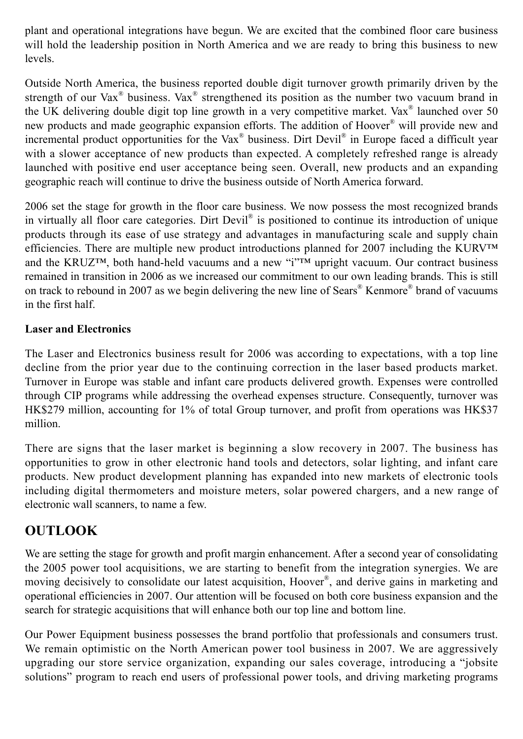plant and operational integrations have begun. We are excited that the combined floor care business will hold the leadership position in North America and we are ready to bring this business to new levels.

Outside North America, the business reported double digit turnover growth primarily driven by the strength of our Vax® business. Vax® strengthened its position as the number two vacuum brand in the UK delivering double digit top line growth in a very competitive market. Vax® launched over 50 new products and made geographic expansion efforts. The addition of Hoover® will provide new and incremental product opportunities for the Vax® business. Dirt Devil® in Europe faced a difficult year with a slower acceptance of new products than expected. A completely refreshed range is already launched with positive end user acceptance being seen. Overall, new products and an expanding geographic reach will continue to drive the business outside of North America forward.

2006 set the stage for growth in the floor care business. We now possess the most recognized brands in virtually all floor care categories. Dirt Devil® is positioned to continue its introduction of unique products through its ease of use strategy and advantages in manufacturing scale and supply chain efficiencies. There are multiple new product introductions planned for 2007 including the KURV™ and the KRUZ™, both hand-held vacuums and a new "i"™ upright vacuum. Our contract business remained in transition in 2006 as we increased our commitment to our own leading brands. This is still on track to rebound in 2007 as we begin delivering the new line of Sears® Kenmore® brand of vacuums in the first half.

**Laser and Electronics**

The Laser and Electronics business result for 2006 was according to expectations, with a top line decline from the prior year due to the continuing correction in the laser based products market. Turnover in Europe was stable and infant care products delivered growth. Expenses were controlled through CIP programs while addressing the overhead expenses structure. Consequently, turnover was HK$279 million, accounting for 1% of total Group turnover, and profit from operations was HK$37 million.

There are signs that the laser market is beginning a slow recovery in 2007. The business has opportunities to grow in other electronic hand tools and detectors, solar lighting, and infant care products. New product development planning has expanded into new markets of electronic tools including digital thermometers and moisture meters, solar powered chargers, and a new range of electronic wall scanners, to name a few.

## OUTLOOK

We are setting the stage for growth and profit margin enhancement. After a second year of consolidating the 2005 power tool acquisitions, we are starting to benefit from the integration synergies. We are moving decisively to consolidate our latest acquisition, Hoover®, and derive gains in marketing and operational efficiencies in 2007. Our attention will be focused on both core business expansion and the search for strategic acquisitions that will enhance both our top line and bottom line.

Our Power Equipment business possesses the brand portfolio that professionals and consumers trust. We remain optimistic on the North American power tool business in 2007. We are aggressively upgrading our store service organization, expanding our sales coverage, introducing a "jobsite solutions" program to reach end users of professional power tools, and driving marketing programs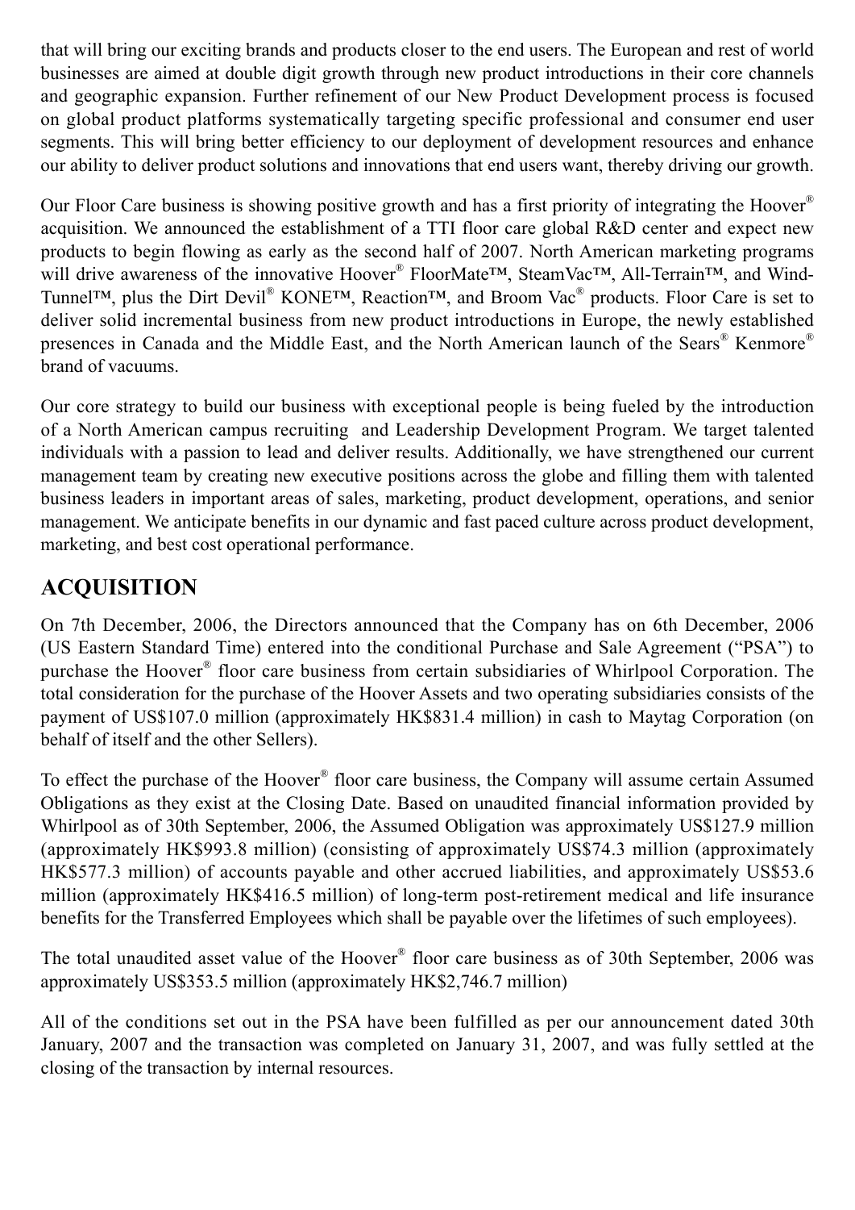that will bring our exciting brands and products closer to the end users. The European and rest of world businesses are aimed at double digit growth through new product introductions in their core channels and geographic expansion. Further refinement of our New Product Development process is focused on global product platforms systematically targeting specific professional and consumer end user segments. This will bring better efficiency to our deployment of development resources and enhance our ability to deliver product solutions and innovations that end users want, thereby driving our growth.

Our Floor Care business is showing positive growth and has a first priority of integrating the Hoover® acquisition. We announced the establishment of a TTI floor care global R&D center and expect new products to begin flowing as early as the second half of 2007. North American marketing programs will drive awareness of the innovative Hoover® FloorMate™, SteamVac™, All-Terrain™, and Wind-Tunnel™, plus the Dirt Devil® KONE™, Reaction™, and Broom Vac® products. Floor Care is set to deliver solid incremental business from new product introductions in Europe, the newly established presences in Canada and the Middle East, and the North American launch of the Sears® Kenmore® brand of vacuums.

Our core strategy to build our business with exceptional people is being fueled by the introduction of a North American campus recruiting and Leadership Development Program. We target talented individuals with a passion to lead and deliver results. Additionally, we have strengthened our current management team by creating new executive positions across the globe and filling them with talented business leaders in important areas of sales, marketing, product development, operations, and senior management. We anticipate benefits in our dynamic and fast paced culture across product development, marketing, and best cost operational performance.

## ACQUISITION

On 7th December, 2006, the Directors announced that the Company has on 6th December, 2006 (US Eastern Standard Time) entered into the conditional Purchase and Sale Agreement ("PSA") to purchase the Hoover® floor care business from certain subsidiaries of Whirlpool Corporation. The total consideration for the purchase of the Hoover Assets and two operating subsidiaries consists of the payment of US$107.0 million (approximately HK$831.4 million) in cash to Maytag Corporation (on behalf of itself and the other Sellers).

To effect the purchase of the Hoover® floor care business, the Company will assume certain Assumed Obligations as they exist at the Closing Date. Based on unaudited financial information provided by Whirlpool as of 30th September, 2006, the Assumed Obligation was approximately US$127.9 million (approximately HK$993.8 million) (consisting of approximately US$74.3 million (approximately HK$577.3 million) of accounts payable and other accrued liabilities, and approximately US$53.6 million (approximately HK$416.5 million) of long-term post-retirement medical and life insurance benefits for the Transferred Employees which shall be payable over the lifetimes of such employees).

The total unaudited asset value of the Hoover® floor care business as of 30th September, 2006 was approximately US$353.5 million (approximately HK$2,746.7 million)

All of the conditions set out in the PSA have been fulfilled as per our announcement dated 30th January, 2007 and the transaction was completed on January 31, 2007, and was fully settled at the closing of the transaction by internal resources.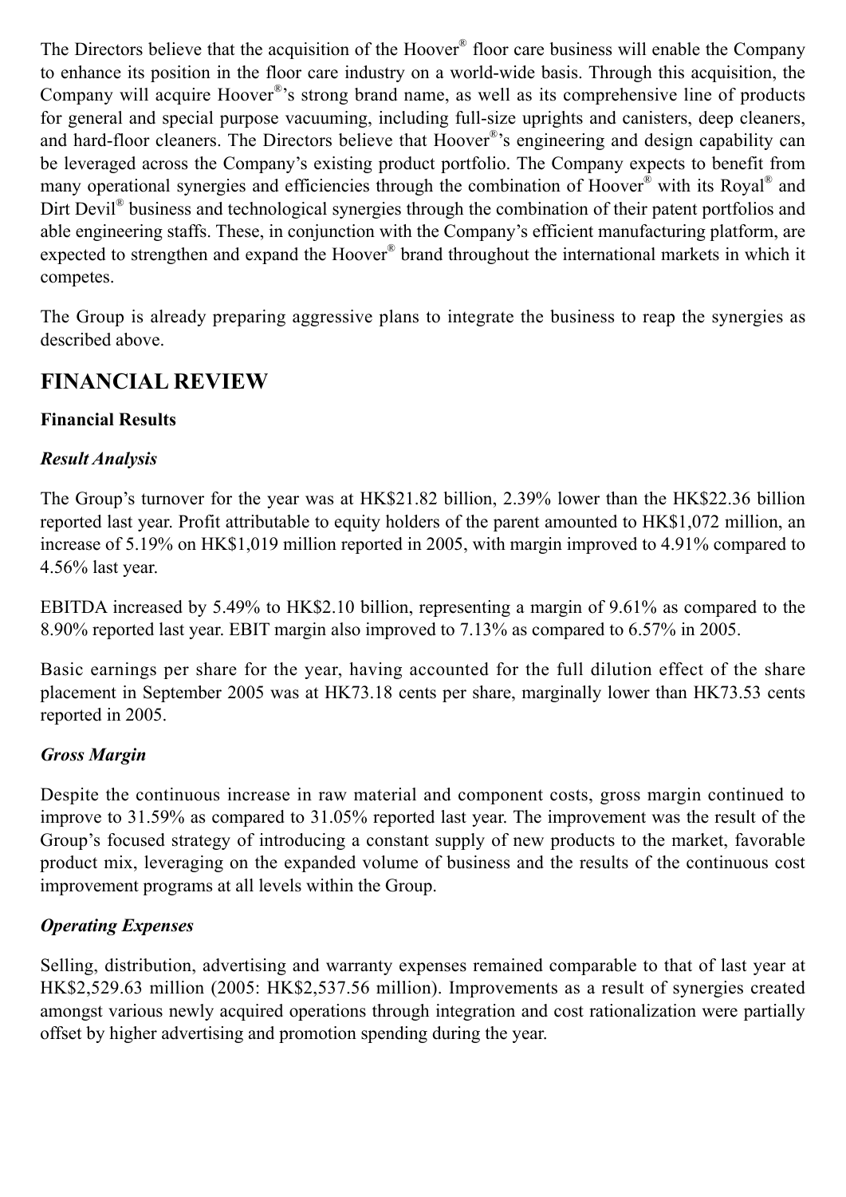The Directors believe that the acquisition of the Hoover® floor care business will enable the Company to enhance its position in the floor care industry on a world-wide basis. Through this acquisition, the Company will acquire Hoover®'s strong brand name, as well as its comprehensive line of products for general and special purpose vacuuming, including full-size uprights and canisters, deep cleaners, and hard-floor cleaners. The Directors believe that Hoover®'s engineering and design capability can be leveraged across the Company's existing product portfolio. The Company expects to benefit from many operational synergies and efficiencies through the combination of Hoover® with its Royal® and Dirt Devil® business and technological synergies through the combination of their patent portfolios and able engineering staffs. These, in conjunction with the Company's efficient manufacturing platform, are expected to strengthen and expand the Hoover® brand throughout the international markets in which it competes.

The Group is already preparing aggressive plans to integrate the business to reap the synergies as described above.

## FINANCIAL REVIEW

### Financial Results

#### *Result Analysis*

The Group's turnover for the year was at HK$21.82 billion, 2.39% lower than the HK$22.36 billion reported last year. Profit attributable to equity holders of the parent amounted to HK$1,072 million, an increase of 5.19% on HK$1,019 million reported in 2005, with margin improved to 4.91% compared to 4.56% last year.

EBITDA increased by 5.49% to HK$2.10 billion, representing a margin of 9.61% as compared to the 8.90% reported last year. EBIT margin also improved to 7.13% as compared to 6.57% in 2005.

Basic earnings per share for the year, having accounted for the full dilution effect of the share placement in September 2005 was at HK73.18 cents per share, marginally lower than HK73.53 cents reported in 2005.

#### *Gross Margin*

Despite the continuous increase in raw material and component costs, gross margin continued to improve to 31.59% as compared to 31.05% reported last year. The improvement was the result of the Group's focused strategy of introducing a constant supply of new products to the market, favorable product mix, leveraging on the expanded volume of business and the results of the continuous cost improvement programs at all levels within the Group.

#### *Operating Expenses*

Selling, distribution, advertising and warranty expenses remained comparable to that of last year at HK$2,529.63 million (2005: HK$2,537.56 million). Improvements as a result of synergies created amongst various newly acquired operations through integration and cost rationalization were partially offset by higher advertising and promotion spending during the year.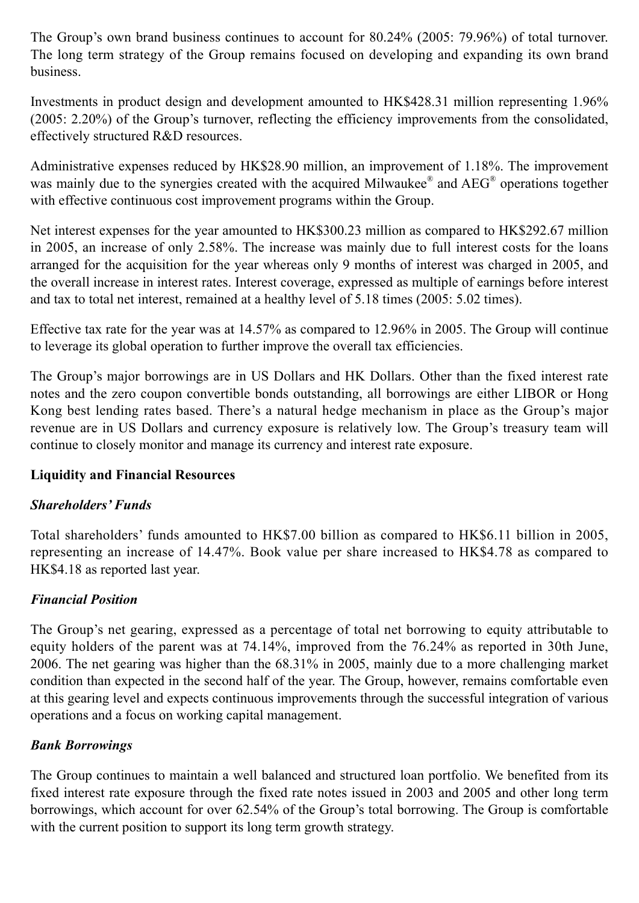The Group's own brand business continues to account for 80.24% (2005: 79.96%) of total turnover. The long term strategy of the Group remains focused on developing and expanding its own brand business.

Investments in product design and development amounted to HK$428.31 million representing 1.96% (2005: 2.20%) of the Group's turnover, reflecting the efficiency improvements from the consolidated, effectively structured R&D resources.

Administrative expenses reduced by HK$28.90 million, an improvement of 1.18%. The improvement was mainly due to the synergies created with the acquired Milwaukee® and AEG® operations together with effective continuous cost improvement programs within the Group.

Net interest expenses for the year amounted to HK$300.23 million as compared to HK$292.67 million in 2005, an increase of only 2.58%. The increase was mainly due to full interest costs for the loans arranged for the acquisition for the year whereas only 9 months of interest was charged in 2005, and the overall increase in interest rates. Interest coverage, expressed as multiple of earnings before interest and tax to total net interest, remained at a healthy level of 5.18 times (2005: 5.02 times).

Effective tax rate for the year was at 14.57% as compared to 12.96% in 2005. The Group will continue to leverage its global operation to further improve the overall tax efficiencies.

The Group's major borrowings are in US Dollars and HK Dollars. Other than the fixed interest rate notes and the zero coupon convertible bonds outstanding, all borrowings are either LIBOR or Hong Kong best lending rates based. There's a natural hedge mechanism in place as the Group's major revenue are in US Dollars and currency exposure is relatively low. The Group's treasury team will continue to closely monitor and manage its currency and interest rate exposure.

## Liquidity and Financial Resources

### *Shareholders' Funds*

Total shareholders' funds amounted to HK$7.00 billion as compared to HK$6.11 billion in 2005, representing an increase of 14.47%. Book value per share increased to HK$4.78 as compared to HK$4.18 as reported last year.

### *Financial Position*

The Group's net gearing, expressed as a percentage of total net borrowing to equity attributable to equity holders of the parent was at 74.14%, improved from the 76.24% as reported in 30th June, 2006. The net gearing was higher than the 68.31% in 2005, mainly due to a more challenging market condition than expected in the second half of the year. The Group, however, remains comfortable even at this gearing level and expects continuous improvements through the successful integration of various operations and a focus on working capital management.

### *Bank Borrowings*

The Group continues to maintain a well balanced and structured loan portfolio. We benefited from its fixed interest rate exposure through the fixed rate notes issued in 2003 and 2005 and other long term borrowings, which account for over 62.54% of the Group's total borrowing. The Group is comfortable with the current position to support its long term growth strategy.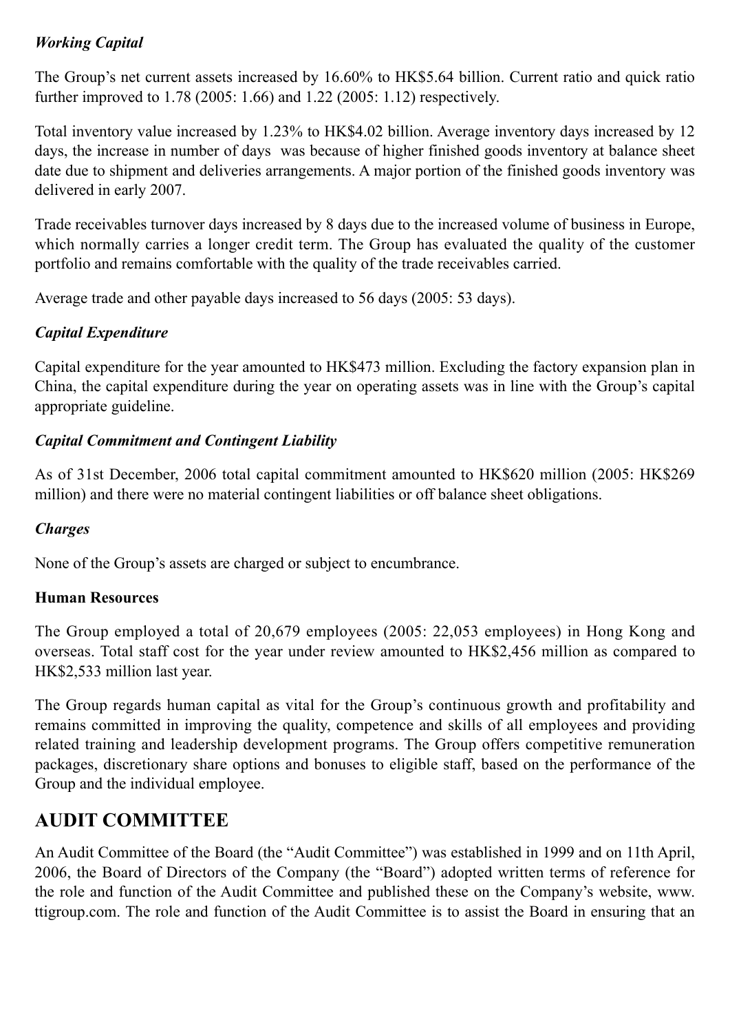*Working Capital*

The Group's net current assets increased by 16.60% to HK$5.64 billion. Current ratio and quick ratio further improved to 1.78 (2005: 1.66) and 1.22 (2005: 1.12) respectively.

Total inventory value increased by 1.23% to HK$4.02 billion. Average inventory days increased by 12 days, the increase in number of days was because of higher finished goods inventory at balance sheet date due to shipment and deliveries arrangements. A major portion of the finished goods inventory was delivered in early 2007.

Trade receivables turnover days increased by 8 days due to the increased volume of business in Europe, which normally carries a longer credit term. The Group has evaluated the quality of the customer portfolio and remains comfortable with the quality of the trade receivables carried.

Average trade and other payable days increased to 56 days (2005: 53 days).

*Capital Expenditure*

Capital expenditure for the year amounted to HK$473 million. Excluding the factory expansion plan in China, the capital expenditure during the year on operating assets was in line with the Group's capital appropriate guideline.

*Capital Commitment and Contingent Liability*

As of 31st December, 2006 total capital commitment amounted to HK$620 million (2005: HK$269 million) and there were no material contingent liabilities or off balance sheet obligations.

*Charges*

None of the Group's assets are charged or subject to encumbrance.

**Human Resources**

The Group employed a total of 20,679 employees (2005: 22,053 employees) in Hong Kong and overseas. Total staff cost for the year under review amounted to HK$2,456 million as compared to HK$2,533 million last year.

The Group regards human capital as vital for the Group's continuous growth and profitability and remains committed in improving the quality, competence and skills of all employees and providing related training and leadership development programs. The Group offers competitive remuneration packages, discretionary share options and bonuses to eligible staff, based on the performance of the Group and the individual employee.

## AUDIT COMMITTEE

An Audit Committee of the Board (the "Audit Committee") was established in 1999 and on 11th April, 2006, the Board of Directors of the Company (the "Board") adopted written terms of reference for the role and function of the Audit Committee and published these on the Company's website, www.ttigroup.com. The role and function of the Audit Committee is to assist the Board in ensuring that an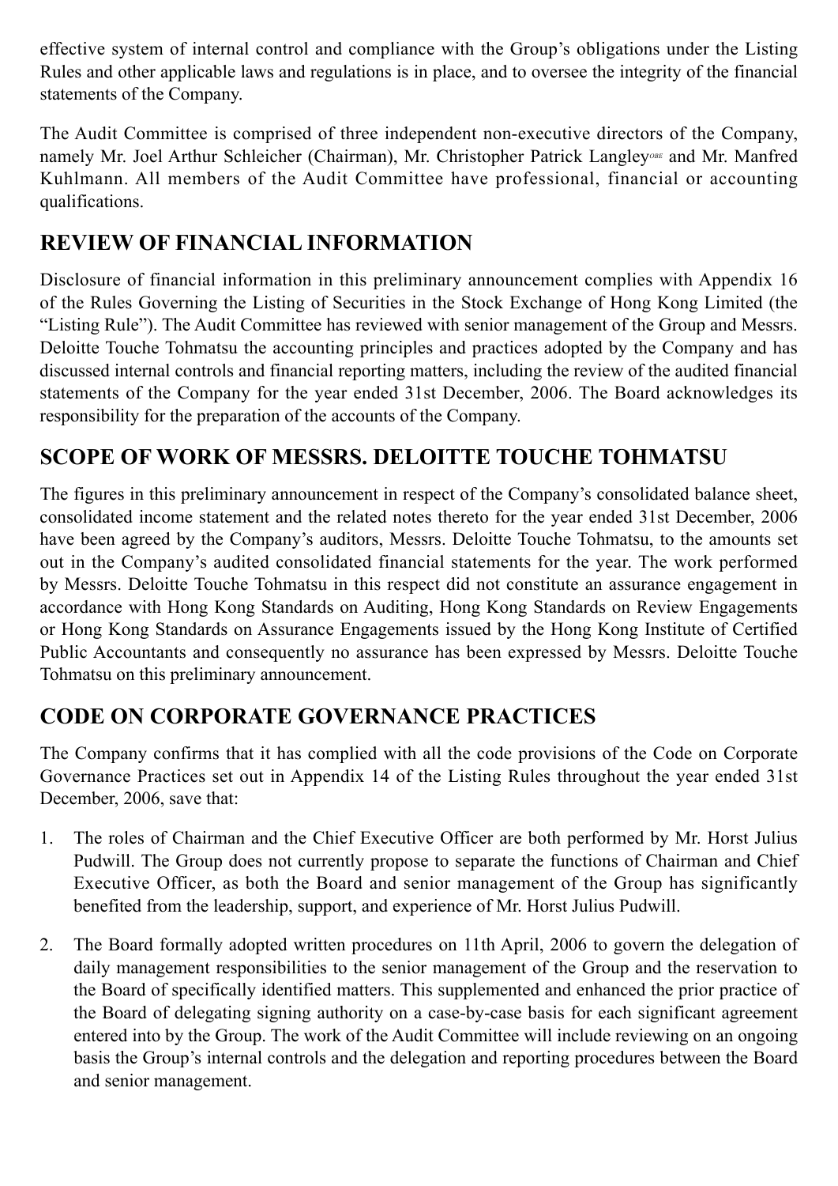effective system of internal control and compliance with the Group's obligations under the Listing Rules and other applicable laws and regulations is in place, and to oversee the integrity of the financial statements of the Company.

The Audit Committee is comprised of three independent non-executive directors of the Company, namely Mr. Joel Arthur Schleicher (Chairman), Mr. Christopher Patrick Langley*OBE* and Mr. Manfred Kuhlmann. All members of the Audit Committee have professional, financial or accounting qualifications.

## REVIEW OF FINANCIAL INFORMATION

Disclosure of financial information in this preliminary announcement complies with Appendix 16 of the Rules Governing the Listing of Securities in the Stock Exchange of Hong Kong Limited (the "Listing Rule"). The Audit Committee has reviewed with senior management of the Group and Messrs. Deloitte Touche Tohmatsu the accounting principles and practices adopted by the Company and has discussed internal controls and financial reporting matters, including the review of the audited financial statements of the Company for the year ended 31st December, 2006. The Board acknowledges its responsibility for the preparation of the accounts of the Company.

## SCOPE OF WORK OF MESSRS. DELOITTE TOUCHE TOHMATSU

The figures in this preliminary announcement in respect of the Company's consolidated balance sheet, consolidated income statement and the related notes thereto for the year ended 31st December, 2006 have been agreed by the Company's auditors, Messrs. Deloitte Touche Tohmatsu, to the amounts set out in the Company's audited consolidated financial statements for the year. The work performed by Messrs. Deloitte Touche Tohmatsu in this respect did not constitute an assurance engagement in accordance with Hong Kong Standards on Auditing, Hong Kong Standards on Review Engagements or Hong Kong Standards on Assurance Engagements issued by the Hong Kong Institute of Certified Public Accountants and consequently no assurance has been expressed by Messrs. Deloitte Touche Tohmatsu on this preliminary announcement.

## CODE ON CORPORATE GOVERNANCE PRACTICES

The Company confirms that it has complied with all the code provisions of the Code on Corporate Governance Practices set out in Appendix 14 of the Listing Rules throughout the year ended 31st December, 2006, save that:

1. The roles of Chairman and the Chief Executive Officer are both performed by Mr. Horst Julius Pudwill. The Group does not currently propose to separate the functions of Chairman and Chief Executive Officer, as both the Board and senior management of the Group has significantly benefited from the leadership, support, and experience of Mr. Horst Julius Pudwill.

2. The Board formally adopted written procedures on 11th April, 2006 to govern the delegation of daily management responsibilities to the senior management of the Group and the reservation to the Board of specifically identified matters. This supplemented and enhanced the prior practice of the Board of delegating signing authority on a case-by-case basis for each significant agreement entered into by the Group. The work of the Audit Committee will include reviewing on an ongoing basis the Group's internal controls and the delegation and reporting procedures between the Board and senior management.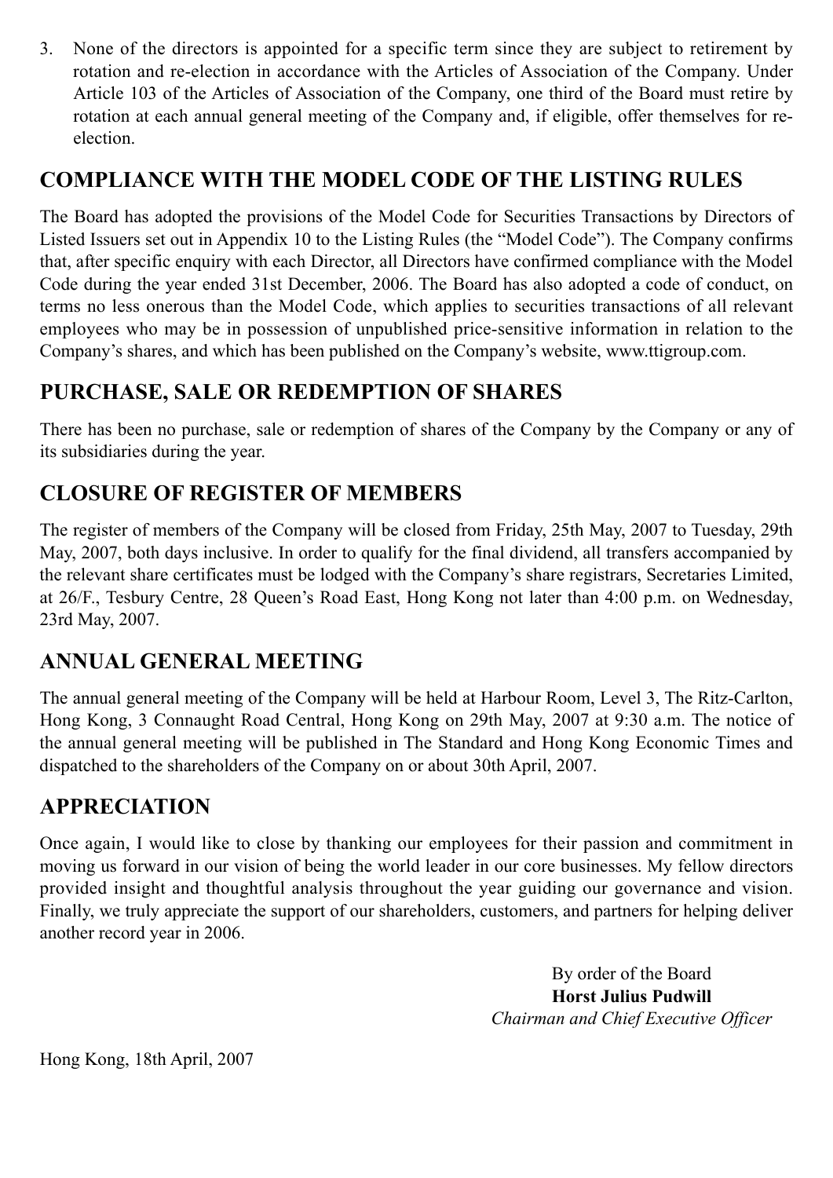3. None of the directors is appointed for a specific term since they are subject to retirement by rotation and re-election in accordance with the Articles of Association of the Company. Under Article 103 of the Articles of Association of the Company, one third of the Board must retire by rotation at each annual general meeting of the Company and, if eligible, offer themselves for re-election.

## COMPLIANCE WITH THE MODEL CODE OF THE LISTING RULES

The Board has adopted the provisions of the Model Code for Securities Transactions by Directors of Listed Issuers set out in Appendix 10 to the Listing Rules (the "Model Code"). The Company confirms that, after specific enquiry with each Director, all Directors have confirmed compliance with the Model Code during the year ended 31st December, 2006. The Board has also adopted a code of conduct, on terms no less onerous than the Model Code, which applies to securities transactions of all relevant employees who may be in possession of unpublished price-sensitive information in relation to the Company's shares, and which has been published on the Company's website, www.ttigroup.com.

## PURCHASE, SALE OR REDEMPTION OF SHARES

There has been no purchase, sale or redemption of shares of the Company by the Company or any of its subsidiaries during the year.

## CLOSURE OF REGISTER OF MEMBERS

The register of members of the Company will be closed from Friday, 25th May, 2007 to Tuesday, 29th May, 2007, both days inclusive. In order to qualify for the final dividend, all transfers accompanied by the relevant share certificates must be lodged with the Company's share registrars, Secretaries Limited, at 26/F., Tesbury Centre, 28 Queen's Road East, Hong Kong not later than 4:00 p.m. on Wednesday, 23rd May, 2007.

## ANNUAL GENERAL MEETING

The annual general meeting of the Company will be held at Harbour Room, Level 3, The Ritz-Carlton, Hong Kong, 3 Connaught Road Central, Hong Kong on 29th May, 2007 at 9:30 a.m. The notice of the annual general meeting will be published in The Standard and Hong Kong Economic Times and dispatched to the shareholders of the Company on or about 30th April, 2007.

## APPRECIATION

Once again, I would like to close by thanking our employees for their passion and commitment in moving us forward in our vision of being the world leader in our core businesses. My fellow directors provided insight and thoughtful analysis throughout the year guiding our governance and vision. Finally, we truly appreciate the support of our shareholders, customers, and partners for helping deliver another record year in 2006.

By order of the Board
**Horst Julius Pudwill**
*Chairman and Chief Executive Officer*

Hong Kong, 18th April, 2007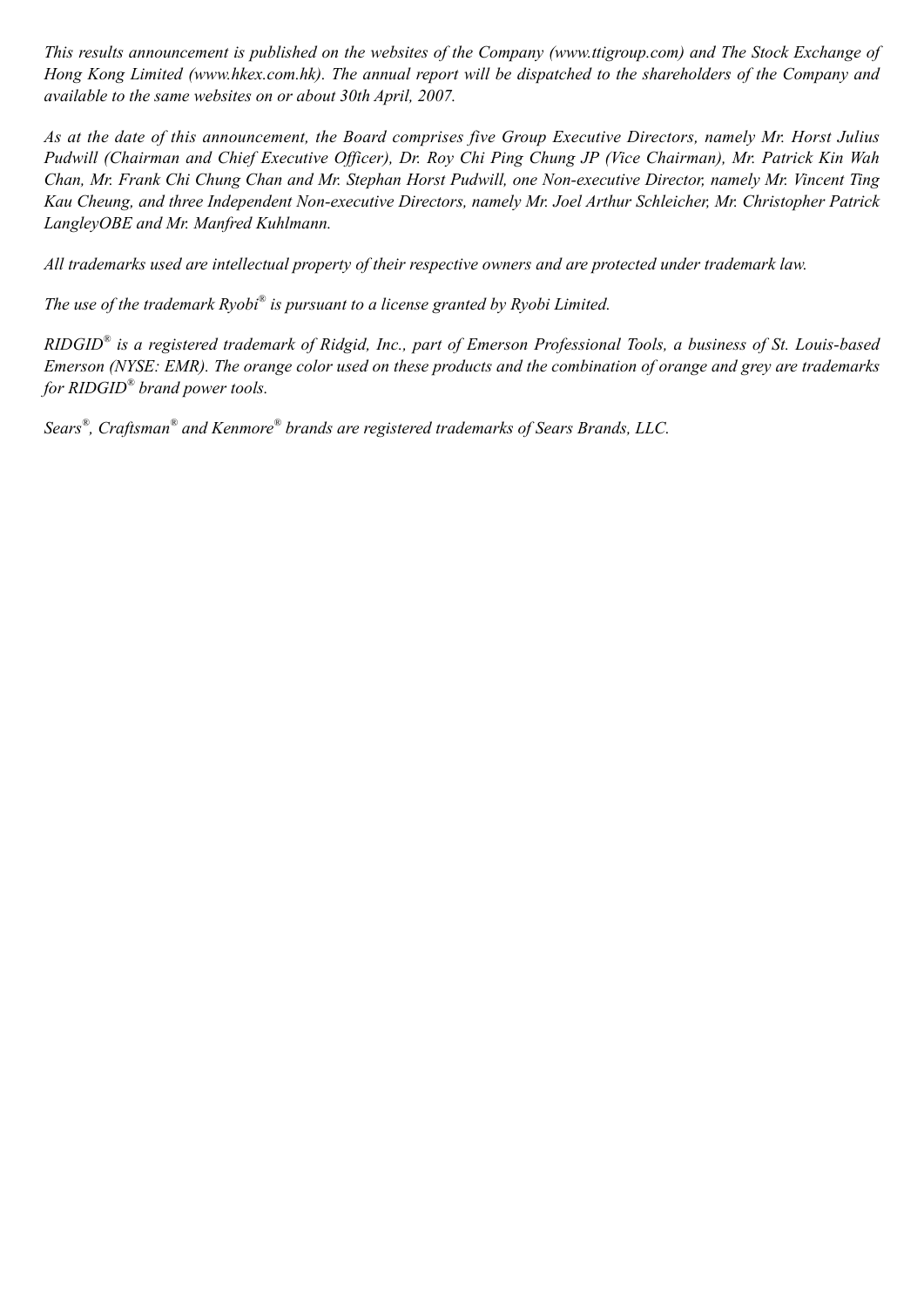*This results announcement is published on the websites of the Company (www.ttigroup.com) and The Stock Exchange of Hong Kong Limited (www.hkex.com.hk). The annual report will be dispatched to the shareholders of the Company and available to the same websites on or about 30th April, 2007.*

*As at the date of this announcement, the Board comprises five Group Executive Directors, namely Mr. Horst Julius Pudwill (Chairman and Chief Executive Officer), Dr. Roy Chi Ping Chung JP (Vice Chairman), Mr. Patrick Kin Wah Chan, Mr. Frank Chi Chung Chan and Mr. Stephan Horst Pudwill, one Non-executive Director, namely Mr. Vincent Ting Kau Cheung, and three Independent Non-executive Directors, namely Mr. Joel Arthur Schleicher, Mr. Christopher Patrick LangleyOBE and Mr. Manfred Kuhlmann.*

*All trademarks used are intellectual property of their respective owners and are protected under trademark law.*

*The use of the trademark Ryobi® is pursuant to a license granted by Ryobi Limited.*

*RIDGID® is a registered trademark of Ridgid, Inc., part of Emerson Professional Tools, a business of St. Louis-based Emerson (NYSE: EMR). The orange color used on these products and the combination of orange and grey are trademarks for RIDGID® brand power tools.*

*Sears®, Craftsman® and Kenmore® brands are registered trademarks of Sears Brands, LLC.*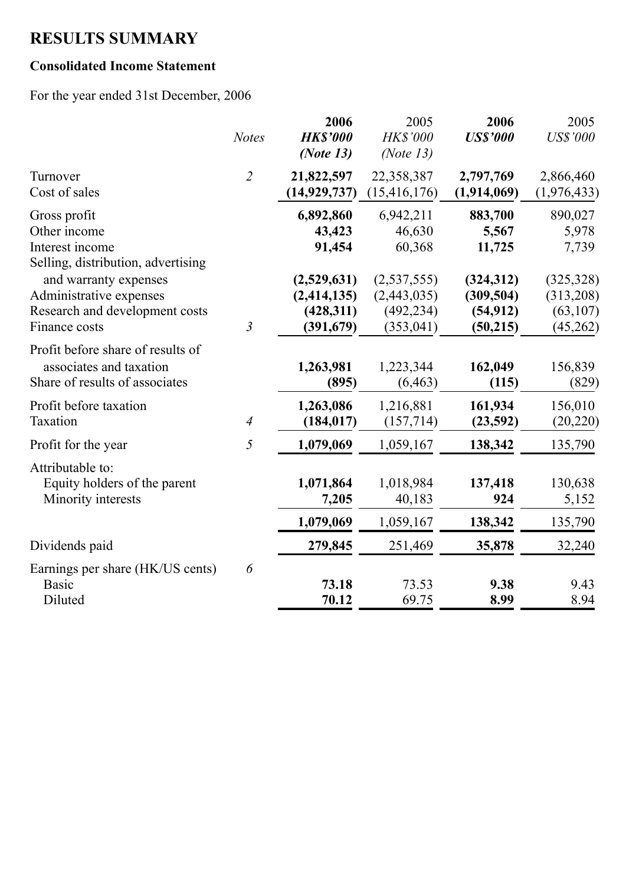# RESULTS SUMMARY

## Consolidated Income Statement

For the year ended 31st December, 2006

| | *Notes* | **2006** **HK$'000** **(Note 13)** | 2005 HK$'000 (Note 13) | **2006** **US$'000** | 2005 US$'000 |
|---|---|---|---|---|---|
| Turnover | 2 | **21,822,597** | 22,358,387 | **2,797,769** | 2,866,460 |
| Cost of sales | | **(14,929,737)** | (15,416,176) | **(1,914,069)** | (1,976,433) |
| Gross profit | | **6,892,860** | 6,942,211 | **883,700** | 890,027 |
| Other income | | **43,423** | 46,630 | **5,567** | 5,978 |
| Interest income | | **91,454** | 60,368 | **11,725** | 7,739 |
| Selling, distribution, advertising and warranty expenses | | **(2,529,631)** | (2,537,555) | **(324,312)** | (325,328) |
| Administrative expenses | | **(2,414,135)** | (2,443,035) | **(309,504)** | (313,208) |
| Research and development costs | | **(428,311)** | (492,234) | **(54,912)** | (63,107) |
| Finance costs | 3 | **(391,679)** | (353,041) | **(50,215)** | (45,262) |
| Profit before share of results of associates and taxation | | **1,263,981** | 1,223,344 | **162,049** | 156,839 |
| Share of results of associates | | **(895)** | (6,463) | **(115)** | (829) |
| Profit before taxation | | **1,263,086** | 1,216,881 | **161,934** | 156,010 |
| Taxation | 4 | **(184,017)** | (157,714) | **(23,592)** | (20,220) |
| Profit for the year | 5 | **1,079,069** | 1,059,167 | **138,342** | 135,790 |
| Attributable to: | | | | | |
| Equity holders of the parent | | **1,071,864** | 1,018,984 | **137,418** | 130,638 |
| Minority interests | | **7,205** | 40,183 | **924** | 5,152 |
| | | **1,079,069** | 1,059,167 | **138,342** | 135,790 |
| Dividends paid | | **279,845** | 251,469 | **35,878** | 32,240 |
| Earnings per share (HK/US cents) | 6 | | | | |
| Basic | | **73.18** | 73.53 | **9.38** | 9.43 |
| Diluted | | **70.12** | 69.75 | **8.99** | 8.94 |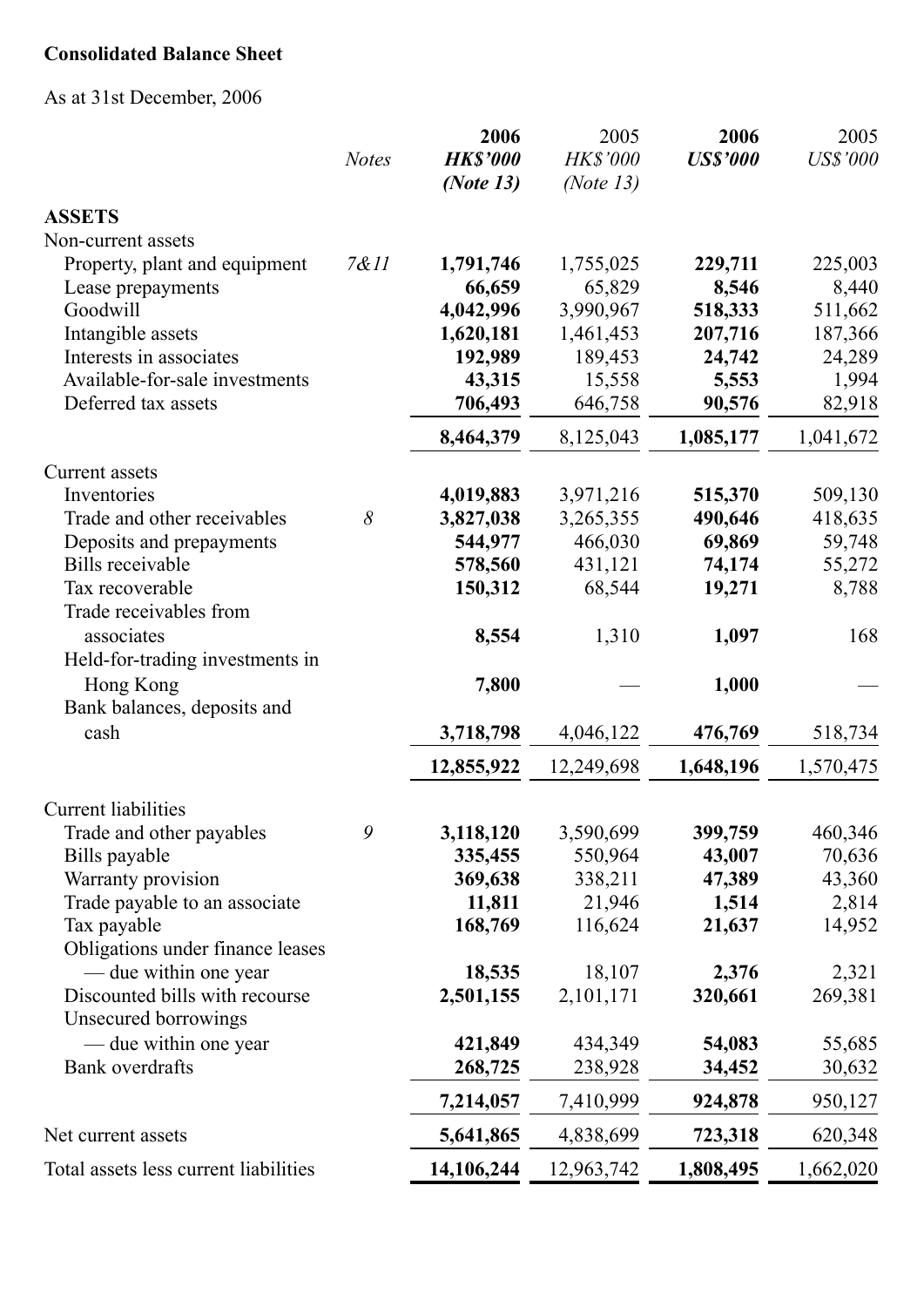**Consolidated Balance Sheet**

As at 31st December, 2006

| | *Notes* | **2006** **HK$'000** **(Note 13)** | 2005 *HK$'000* *(Note 13)* | **2006** **US$'000** | 2005 *US$'000* |
|---|---|---|---|---|---|
| **ASSETS** | | | | | |
| Non-current assets | | | | | |
| Property, plant and equipment | *7&11* | **1,791,746** | 1,755,025 | **229,711** | 225,003 |
| Lease prepayments | | **66,659** | 65,829 | **8,546** | 8,440 |
| Goodwill | | **4,042,996** | 3,990,967 | **518,333** | 511,662 |
| Intangible assets | | **1,620,181** | 1,461,453 | **207,716** | 187,366 |
| Interests in associates | | **192,989** | 189,453 | **24,742** | 24,289 |
| Available-for-sale investments | | **43,315** | 15,558 | **5,553** | 1,994 |
| Deferred tax assets | | **706,493** | 646,758 | **90,576** | 82,918 |
| | | **8,464,379** | 8,125,043 | **1,085,177** | 1,041,672 |
| Current assets | | | | | |
| Inventories | | **4,019,883** | 3,971,216 | **515,370** | 509,130 |
| Trade and other receivables | *8* | **3,827,038** | 3,265,355 | **490,646** | 418,635 |
| Deposits and prepayments | | **544,977** | 466,030 | **69,869** | 59,748 |
| Bills receivable | | **578,560** | 431,121 | **74,174** | 55,272 |
| Tax recoverable | | **150,312** | 68,544 | **19,271** | 8,788 |
| Trade receivables from associates | | **8,554** | 1,310 | **1,097** | 168 |
| Held-for-trading investments in Hong Kong | | **7,800** | — | **1,000** | — |
| Bank balances, deposits and cash | | **3,718,798** | 4,046,122 | **476,769** | 518,734 |
| | | **12,855,922** | 12,249,698 | **1,648,196** | 1,570,475 |
| Current liabilities | | | | | |
| Trade and other payables | *9* | **3,118,120** | 3,590,699 | **399,759** | 460,346 |
| Bills payable | | **335,455** | 550,964 | **43,007** | 70,636 |
| Warranty provision | | **369,638** | 338,211 | **47,389** | 43,360 |
| Trade payable to an associate | | **11,811** | 21,946 | **1,514** | 2,814 |
| Tax payable | | **168,769** | 116,624 | **21,637** | 14,952 |
| Obligations under finance leases — due within one year | | **18,535** | 18,107 | **2,376** | 2,321 |
| Discounted bills with recourse | | **2,501,155** | 2,101,171 | **320,661** | 269,381 |
| Unsecured borrowings — due within one year | | **421,849** | 434,349 | **54,083** | 55,685 |
| Bank overdrafts | | **268,725** | 238,928 | **34,452** | 30,632 |
| | | **7,214,057** | 7,410,999 | **924,878** | 950,127 |
| Net current assets | | **5,641,865** | 4,838,699 | **723,318** | 620,348 |
| Total assets less current liabilities | | **14,106,244** | 12,963,742 | **1,808,495** | 1,662,020 |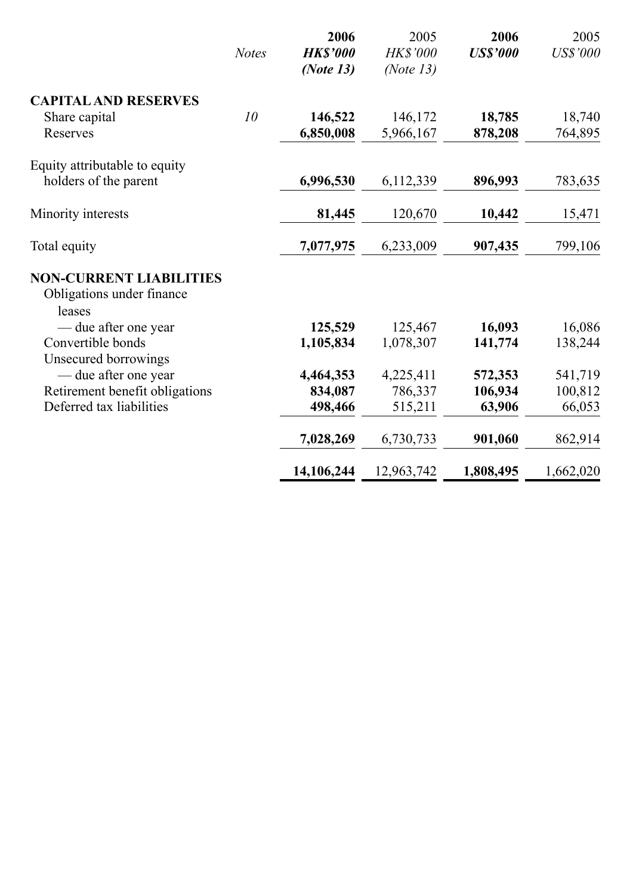| | Notes | 2006 HK$'000 (Note 13) | 2005 HK$'000 (Note 13) | 2006 US$'000 | 2005 US$'000 |
|---|---|---|---|---|---|
| **CAPITAL AND RESERVES** | | | | | |
| Share capital | 10 | **146,522** | 146,172 | **18,785** | 18,740 |
| Reserves | | **6,850,008** | 5,966,167 | **878,208** | 764,895 |
| Equity attributable to equity holders of the parent | | **6,996,530** | 6,112,339 | **896,993** | 783,635 |
| Minority interests | | **81,445** | 120,670 | **10,442** | 15,471 |
| Total equity | | **7,077,975** | 6,233,009 | **907,435** | 799,106 |
| **NON-CURRENT LIABILITIES** | | | | | |
| Obligations under finance leases | | | | | |
| — due after one year | | **125,529** | 125,467 | **16,093** | 16,086 |
| Convertible bonds | | **1,105,834** | 1,078,307 | **141,774** | 138,244 |
| Unsecured borrowings | | | | | |
| — due after one year | | **4,464,353** | 4,225,411 | **572,353** | 541,719 |
| Retirement benefit obligations | | **834,087** | 786,337 | **106,934** | 100,812 |
| Deferred tax liabilities | | **498,466** | 515,211 | **63,906** | 66,053 |
| | | **7,028,269** | 6,730,733 | **901,060** | 862,914 |
| | | **14,106,244** | 12,963,742 | **1,808,495** | 1,662,020 |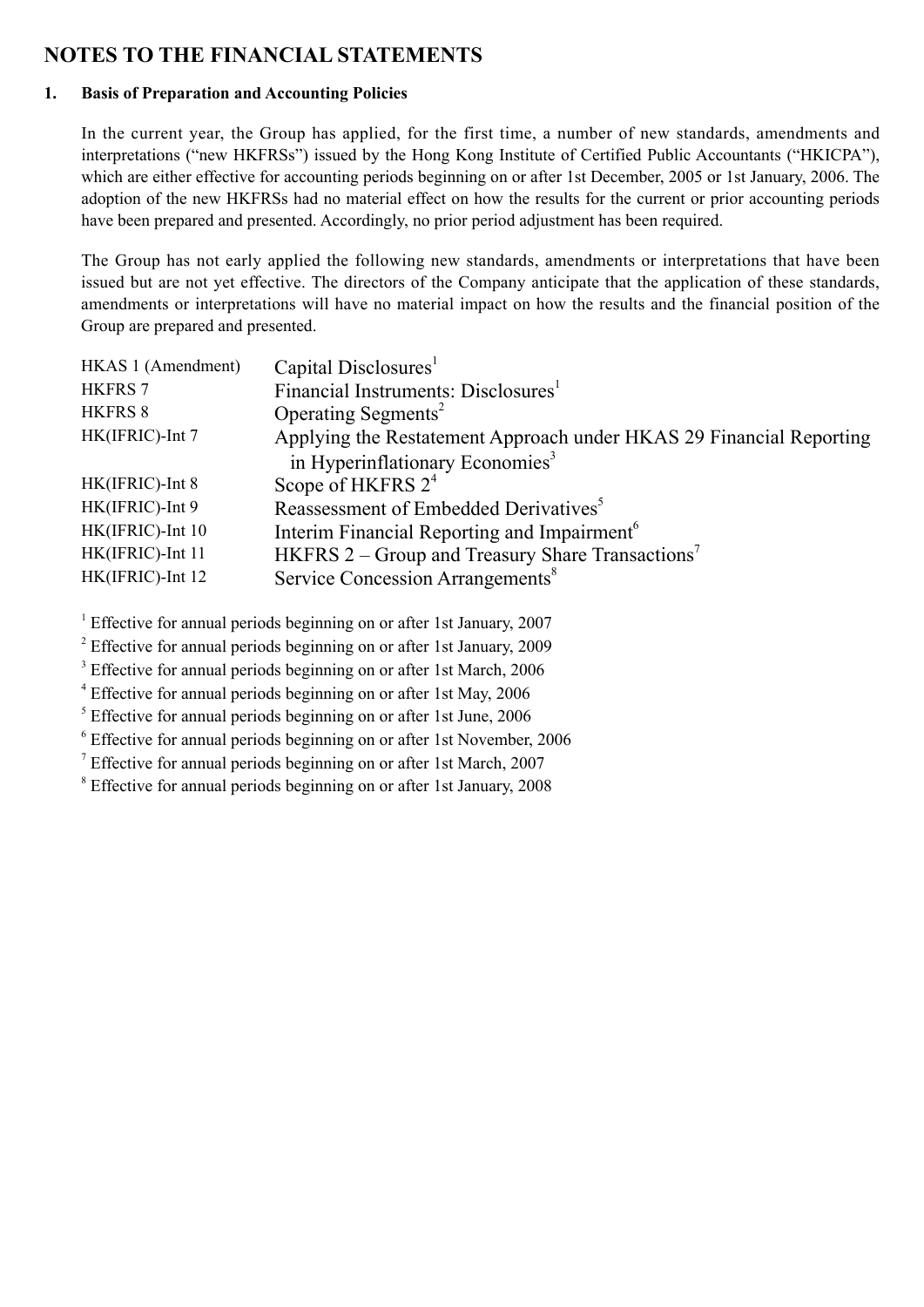# NOTES TO THE FINANCIAL STATEMENTS

## 1. Basis of Preparation and Accounting Policies

In the current year, the Group has applied, for the first time, a number of new standards, amendments and interpretations ("new HKFRSs") issued by the Hong Kong Institute of Certified Public Accountants ("HKICPA"), which are either effective for accounting periods beginning on or after 1st December, 2005 or 1st January, 2006. The adoption of the new HKFRSs had no material effect on how the results for the current or prior accounting periods have been prepared and presented. Accordingly, no prior period adjustment has been required.

The Group has not early applied the following new standards, amendments or interpretations that have been issued but are not yet effective. The directors of the Company anticipate that the application of these standards, amendments or interpretations will have no material impact on how the results and the financial position of the Group are prepared and presented.

| | |
|---|---|
| HKAS 1 (Amendment) | Capital Disclosures[1] |
| HKFRS 7 | Financial Instruments: Disclosures[1] |
| HKFRS 8 | Operating Segments[2] |
| HK(IFRIC)-Int 7 | Applying the Restatement Approach under HKAS 29 Financial Reporting in Hyperinflationary Economies[3] |
| HK(IFRIC)-Int 8 | Scope of HKFRS 2[4] |
| HK(IFRIC)-Int 9 | Reassessment of Embedded Derivatives[5] |
| HK(IFRIC)-Int 10 | Interim Financial Reporting and Impairment[6] |
| HK(IFRIC)-Int 11 | HKFRS 2 – Group and Treasury Share Transactions[7] |
| HK(IFRIC)-Int 12 | Service Concession Arrangements[8] |

[1] Effective for annual periods beginning on or after 1st January, 2007
[2] Effective for annual periods beginning on or after 1st January, 2009
[3] Effective for annual periods beginning on or after 1st March, 2006
[4] Effective for annual periods beginning on or after 1st May, 2006
[5] Effective for annual periods beginning on or after 1st June, 2006
[6] Effective for annual periods beginning on or after 1st November, 2006
[7] Effective for annual periods beginning on or after 1st March, 2007
[8] Effective for annual periods beginning on or after 1st January, 2008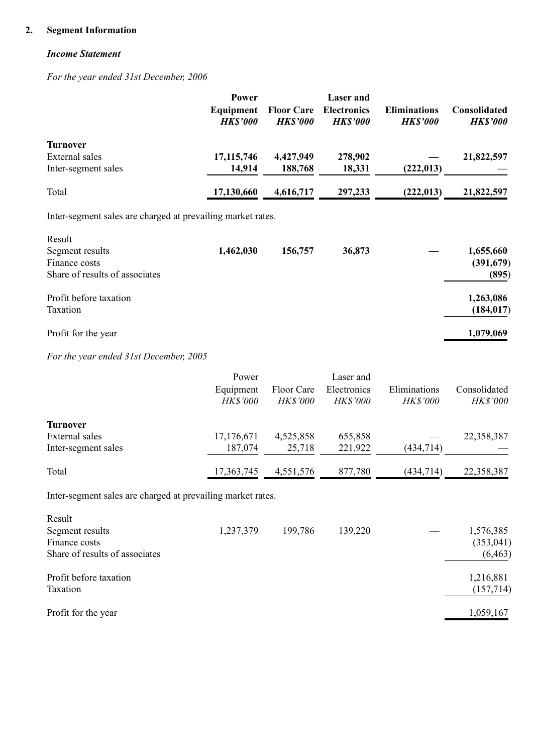## 2. Segment Information

### *Income Statement*

*For the year ended 31st December, 2006*

| | **Power Equipment** *HK$'000* | **Floor Care** *HK$'000* | **Laser and Electronics** *HK$'000* | **Eliminations** *HK$'000* | **Consolidated** *HK$'000* |
|---|---|---|---|---|---|
| **Turnover** | | | | | |
| External sales | **17,115,746** | **4,427,949** | **278,902** | **—** | **21,822,597** |
| Inter-segment sales | **14,914** | **188,768** | **18,331** | **(222,013)** | **—** |
| Total | **17,130,660** | **4,616,717** | **297,233** | **(222,013)** | **21,822,597** |

Inter-segment sales are charged at prevailing market rates.

| | **Power Equipment** *HK$'000* | **Floor Care** *HK$'000* | **Laser and Electronics** *HK$'000* | **Eliminations** *HK$'000* | **Consolidated** *HK$'000* |
|---|---|---|---|---|---|
| Result | | | | | |
| Segment results | **1,462,030** | **156,757** | **36,873** | **—** | **1,655,660** |
| Finance costs | | | | | **(391,679)** |
| Share of results of associates | | | | | **(895)** |
| Profit before taxation | | | | | **1,263,086** |
| Taxation | | | | | **(184,017)** |
| Profit for the year | | | | | **1,079,069** |

*For the year ended 31st December, 2005*

| | Power Equipment *HK$'000* | Floor Care *HK$'000* | Laser and Electronics *HK$'000* | Eliminations *HK$'000* | Consolidated *HK$'000* |
|---|---|---|---|---|---|
| **Turnover** | | | | | |
| External sales | 17,176,671 | 4,525,858 | 655,858 | — | 22,358,387 |
| Inter-segment sales | 187,074 | 25,718 | 221,922 | (434,714) | — |
| Total | 17,363,745 | 4,551,576 | 877,780 | (434,714) | 22,358,387 |

Inter-segment sales are charged at prevailing market rates.

| | Power Equipment *HK$'000* | Floor Care *HK$'000* | Laser and Electronics *HK$'000* | Eliminations *HK$'000* | Consolidated *HK$'000* |
|---|---|---|---|---|---|
| Result | | | | | |
| Segment results | 1,237,379 | 199,786 | 139,220 | — | 1,576,385 |
| Finance costs | | | | | (353,041) |
| Share of results of associates | | | | | (6,463) |
| Profit before taxation | | | | | 1,216,881 |
| Taxation | | | | | (157,714) |
| Profit for the year | | | | | 1,059,167 |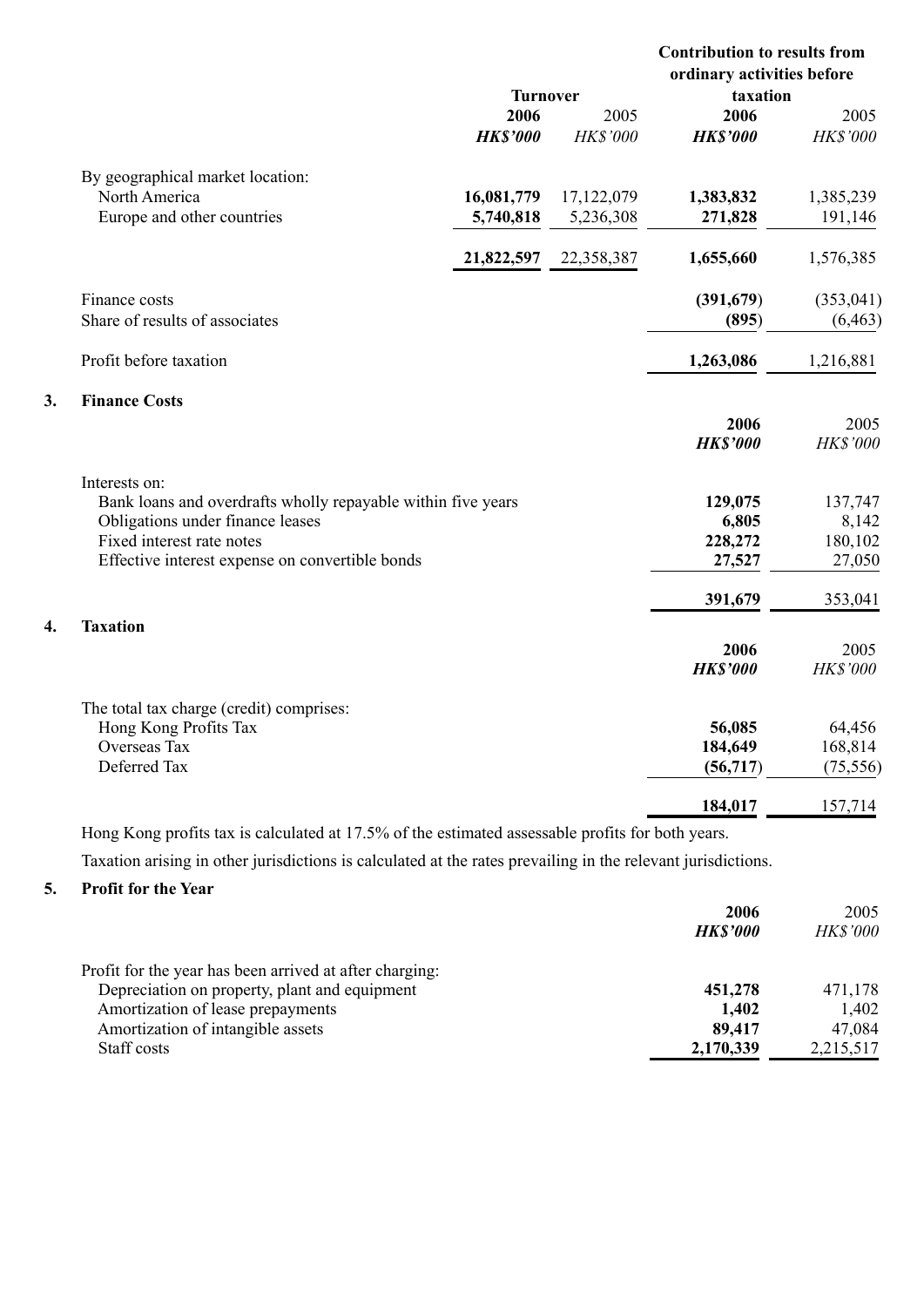| | Turnover | | Contribution to results from ordinary activities before taxation | |
|---|---|---|---|---|
| | **2006** | 2005 | **2006** | 2005 |
| | ***HK$'000*** | *HK$'000* | ***HK$'000*** | *HK$'000* |
| By geographical market location: | | | | |
| North America | **16,081,779** | 17,122,079 | **1,383,832** | 1,385,239 |
| Europe and other countries | **5,740,818** | 5,236,308 | **271,828** | 191,146 |
| | **21,822,597** | 22,358,387 | **1,655,660** | 1,576,385 |
| Finance costs | | | **(391,679)** | (353,041) |
| Share of results of associates | | | **(895)** | (6,463) |
| Profit before taxation | | | **1,263,086** | 1,216,881 |

## 3. Finance Costs

| | **2006** | 2005 |
|---|---|---|
| | ***HK$'000*** | *HK$'000* |
| Interests on: | | |
| Bank loans and overdrafts wholly repayable within five years | **129,075** | 137,747 |
| Obligations under finance leases | **6,805** | 8,142 |
| Fixed interest rate notes | **228,272** | 180,102 |
| Effective interest expense on convertible bonds | **27,527** | 27,050 |
| | **391,679** | 353,041 |

## 4. Taxation

| | **2006** | 2005 |
|---|---|---|
| | ***HK$'000*** | *HK$'000* |
| The total tax charge (credit) comprises: | | |
| Hong Kong Profits Tax | **56,085** | 64,456 |
| Overseas Tax | **184,649** | 168,814 |
| Deferred Tax | **(56,717)** | (75,556) |
| | **184,017** | 157,714 |

Hong Kong profits tax is calculated at 17.5% of the estimated assessable profits for both years.

Taxation arising in other jurisdictions is calculated at the rates prevailing in the relevant jurisdictions.

## 5. Profit for the Year

| | **2006** | 2005 |
|---|---|---|
| | ***HK$'000*** | *HK$'000* |
| Profit for the year has been arrived at after charging: | | |
| Depreciation on property, plant and equipment | **451,278** | 471,178 |
| Amortization of lease prepayments | **1,402** | 1,402 |
| Amortization of intangible assets | **89,417** | 47,084 |
| Staff costs | **2,170,339** | 2,215,517 |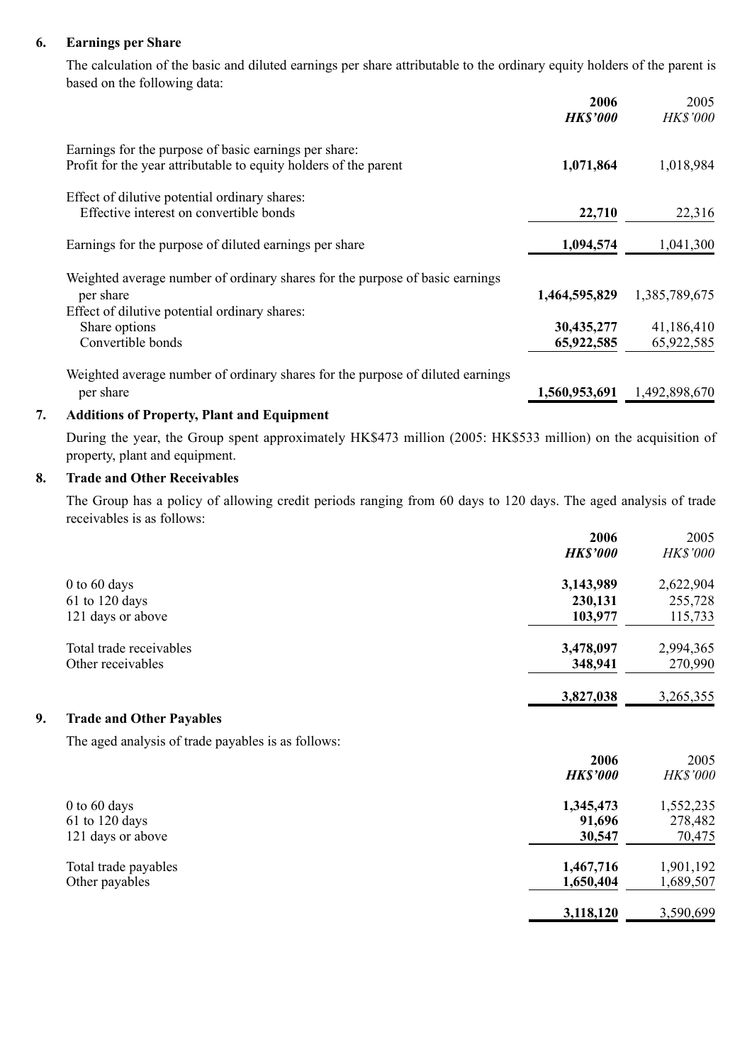## 6. Earnings per Share

The calculation of the basic and diluted earnings per share attributable to the ordinary equity holders of the parent is based on the following data:

| | **2006** | 2005 |
|---|---|---|
| | ***HK$'000*** | *HK$'000* |
| Earnings for the purpose of basic earnings per share: | | |
| Profit for the year attributable to equity holders of the parent | **1,071,864** | 1,018,984 |
| Effect of dilutive potential ordinary shares: | | |
| Effective interest on convertible bonds | **22,710** | 22,316 |
| Earnings for the purpose of diluted earnings per share | **1,094,574** | 1,041,300 |
| Weighted average number of ordinary shares for the purpose of basic earnings per share | **1,464,595,829** | 1,385,789,675 |
| Effect of dilutive potential ordinary shares: | | |
| Share options | **30,435,277** | 41,186,410 |
| Convertible bonds | **65,922,585** | 65,922,585 |
| Weighted average number of ordinary shares for the purpose of diluted earnings per share | **1,560,953,691** | 1,492,898,670 |

## 7. Additions of Property, Plant and Equipment

During the year, the Group spent approximately HK$473 million (2005: HK$533 million) on the acquisition of property, plant and equipment.

## 8. Trade and Other Receivables

The Group has a policy of allowing credit periods ranging from 60 days to 120 days. The aged analysis of trade receivables is as follows:

| | **2006** | 2005 |
|---|---|---|
| | ***HK$'000*** | *HK$'000* |
| 0 to 60 days | **3,143,989** | 2,622,904 |
| 61 to 120 days | **230,131** | 255,728 |
| 121 days or above | **103,977** | 115,733 |
| Total trade receivables | **3,478,097** | 2,994,365 |
| Other receivables | **348,941** | 270,990 |
| | **3,827,038** | 3,265,355 |

## 9. Trade and Other Payables

The aged analysis of trade payables is as follows:

| | **2006** | 2005 |
|---|---|---|
| | ***HK$'000*** | *HK$'000* |
| 0 to 60 days | **1,345,473** | 1,552,235 |
| 61 to 120 days | **91,696** | 278,482 |
| 121 days or above | **30,547** | 70,475 |
| Total trade payables | **1,467,716** | 1,901,192 |
| Other payables | **1,650,404** | 1,689,507 |
| | **3,118,120** | 3,590,699 |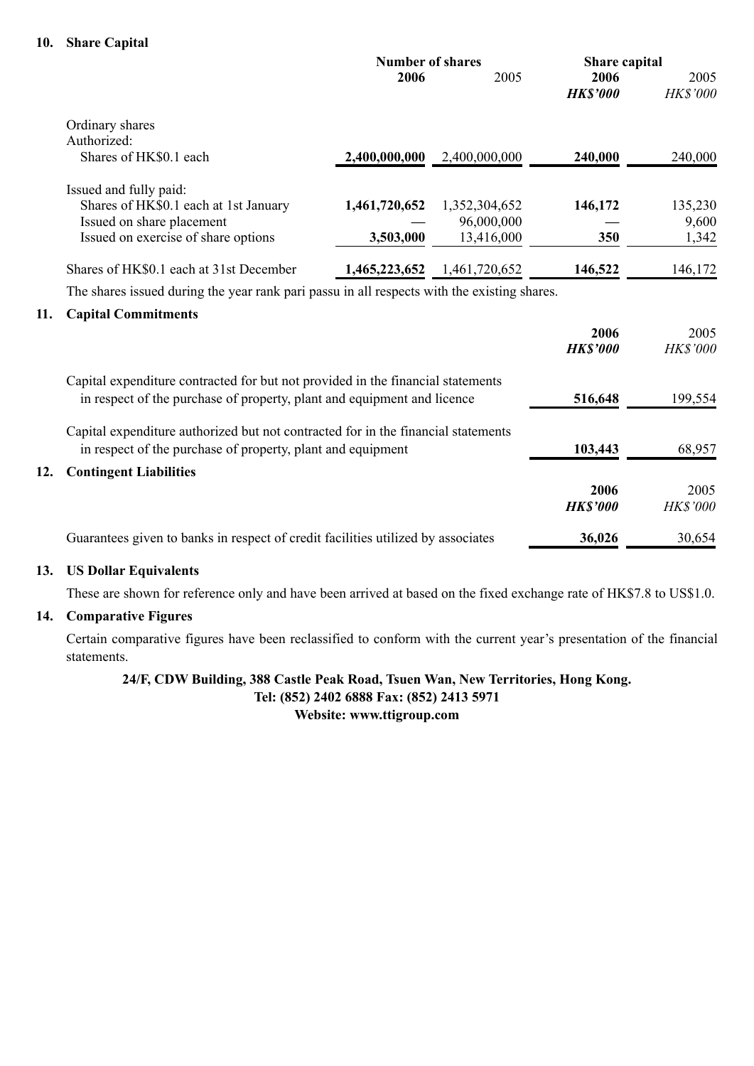## 10. Share Capital

| | Number of shares | | Share capital | |
|---|---|---|---|---|
| | **2006** | 2005 | **2006** | 2005 |
| | | | ***HK$'000*** | *HK$'000* |
| Ordinary shares | | | | |
| Authorized: | | | | |
| Shares of HK$0.1 each | **2,400,000,000** | 2,400,000,000 | **240,000** | 240,000 |
| Issued and fully paid: | | | | |
| Shares of HK$0.1 each at 1st January | **1,461,720,652** | 1,352,304,652 | **146,172** | 135,230 |
| Issued on share placement | **—** | 96,000,000 | **—** | 9,600 |
| Issued on exercise of share options | **3,503,000** | 13,416,000 | **350** | 1,342 |
| Shares of HK$0.1 each at 31st December | **1,465,223,652** | 1,461,720,652 | **146,522** | 146,172 |

The shares issued during the year rank pari passu in all respects with the existing shares.

## 11. Capital Commitments

| | **2006** | 2005 |
|---|---|---|
| | ***HK$'000*** | *HK$'000* |
| Capital expenditure contracted for but not provided in the financial statements in respect of the purchase of property, plant and equipment and licence | **516,648** | 199,554 |
| Capital expenditure authorized but not contracted for in the financial statements in respect of the purchase of property, plant and equipment | **103,443** | 68,957 |

## 12. Contingent Liabilities

| | **2006** | 2005 |
|---|---|---|
| | ***HK$'000*** | *HK$'000* |
| Guarantees given to banks in respect of credit facilities utilized by associates | **36,026** | 30,654 |

## 13. US Dollar Equivalents

These are shown for reference only and have been arrived at based on the fixed exchange rate of HK$7.8 to US$1.0.

## 14. Comparative Figures

Certain comparative figures have been reclassified to conform with the current year's presentation of the financial statements.

**24/F, CDW Building, 388 Castle Peak Road, Tsuen Wan, New Territories, Hong Kong.**
**Tel: (852) 2402 6888 Fax: (852) 2413 5971**
**Website: www.ttigroup.com**